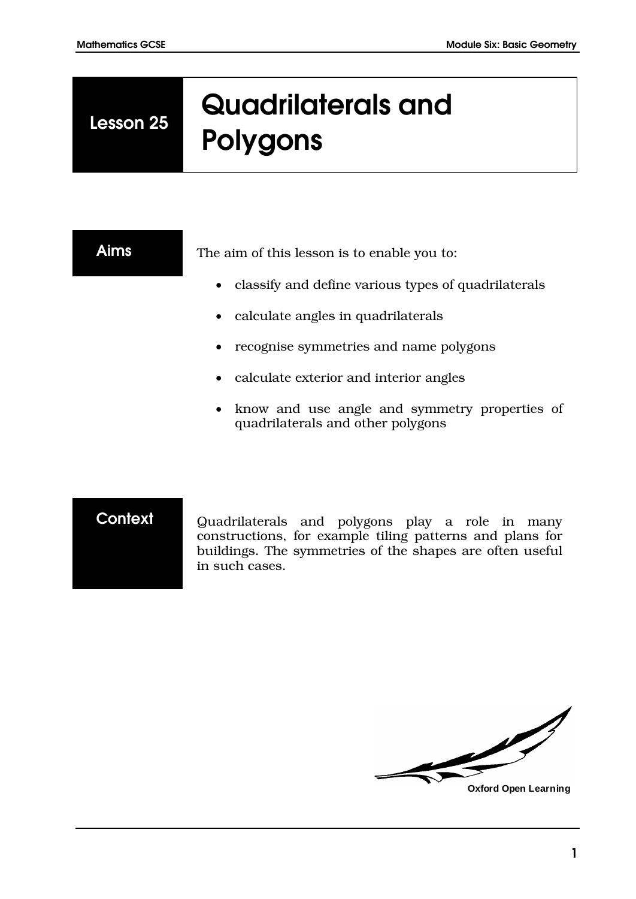# Lesson 25 Quadrilaterals and Polygons

## Aims

The aim of this lesson is to enable you to:

- classify and define various types of quadrilaterals
- calculate angles in quadrilaterals
- recognise symmetries and name polygons
- calculate exterior and interior angles
- know and use angle and symmetry properties of quadrilaterals and other polygons

## Context

Quadrilaterals and polygons play a role in many constructions, for example tiling patterns and plans for buildings. The symmetries of the shapes are often useful in such cases.

Oxford Open Learning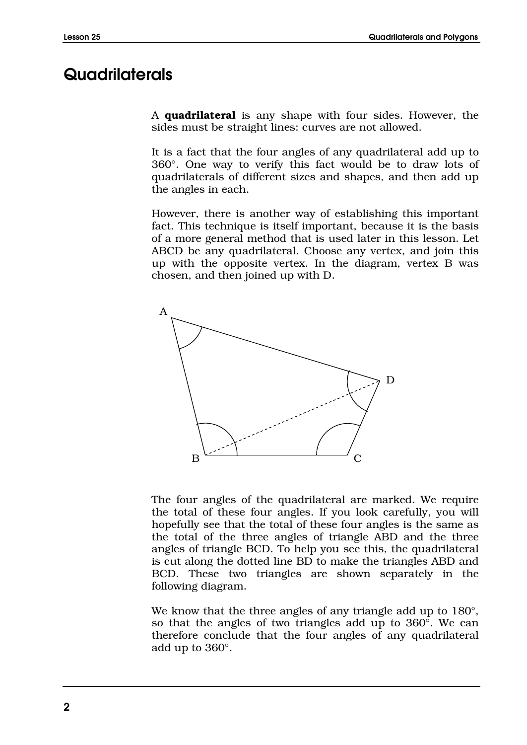# Quadrilaterals

A **quadrilateral** is any shape with four sides. However, the sides must be straight lines: curves are not allowed.

It is a fact that the four angles of any quadrilateral add up to 360°. One way to verify this fact would be to draw lots of quadrilaterals of different sizes and shapes, and then add up the angles in each.

However, there is another way of establishing this important fact. This technique is itself important, because it is the basis of a more general method that is used later in this lesson. Let ABCD be any quadrilateral. Choose any vertex, and join this up with the opposite vertex. In the diagram, vertex B was chosen, and then joined up with D.

The four angles of the quadrilateral are marked. We require the total of these four angles. If you look carefully, you will hopefully see that the total of these four angles is the same as the total of the three angles of triangle ABD and the three angles of triangle BCD. To help you see this, the quadrilateral is cut along the dotted line BD to make the triangles ABD and BCD. These two triangles are shown separately in the following diagram.

We know that the three angles of any triangle add up to 180°, so that the angles of two triangles add up to 360°. We can therefore conclude that the four angles of any quadrilateral add up to 360°.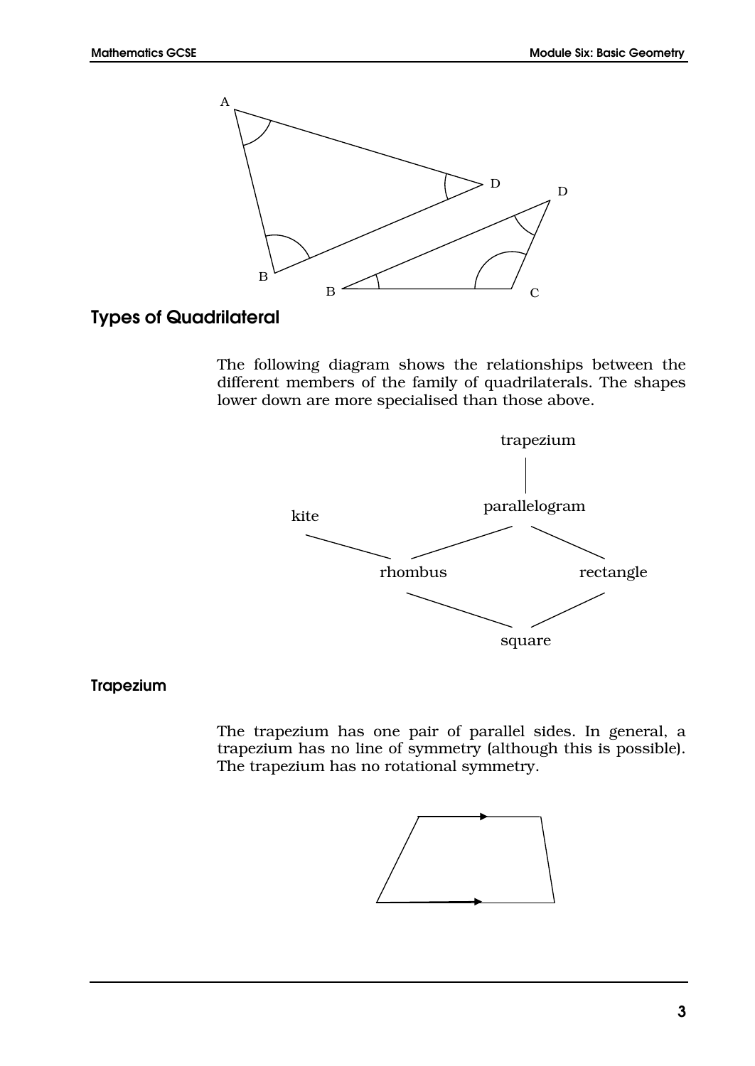## Types of Quadrilateral

The following diagram shows the relationships between the different members of the family of quadrilaterals. The shapes lower down are more specialised than those above.

### Trapezium

The trapezium has one pair of parallel sides. In general, a trapezium has no line of symmetry (although this is possible). The trapezium has no rotational symmetry.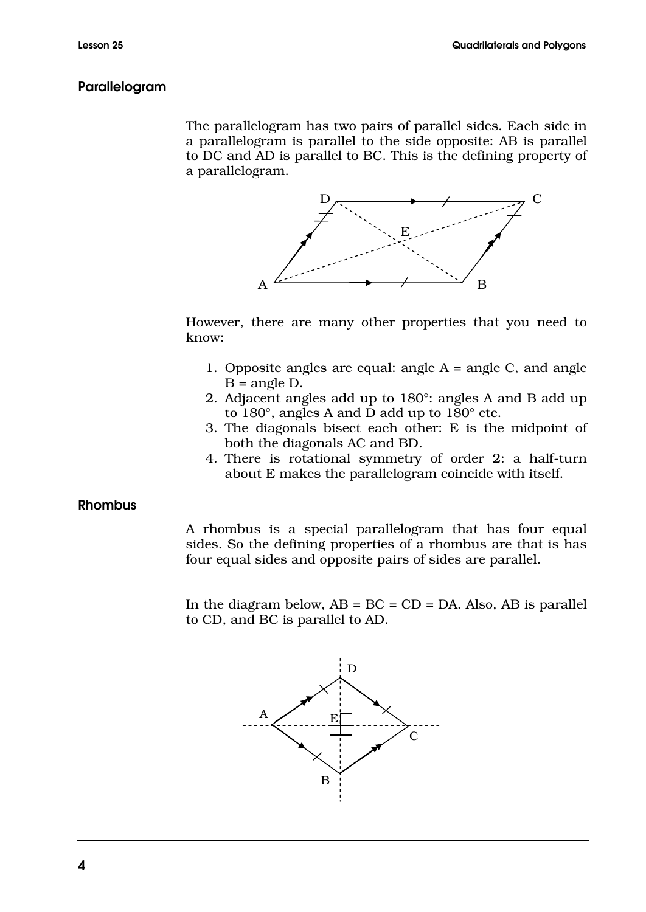## Parallelogram

The parallelogram has two pairs of parallel sides. Each side in a parallelogram is parallel to the side opposite: AB is parallel to DC and AD is parallel to BC. This is the defining property of a parallelogram.

However, there are many other properties that you need to know:

1. Opposite angles are equal: angle A = angle C, and angle B = angle D.
2. Adjacent angles add up to 180°: angles A and B add up to 180°, angles A and D add up to 180° etc.
3. The diagonals bisect each other: E is the midpoint of both the diagonals AC and BD.
4. There is rotational symmetry of order 2: a half-turn about E makes the parallelogram coincide with itself.

## Rhombus

A rhombus is a special parallelogram that has four equal sides. So the defining properties of a rhombus are that is has four equal sides and opposite pairs of sides are parallel.

In the diagram below, AB = BC = CD = DA. Also, AB is parallel to CD, and BC is parallel to AD.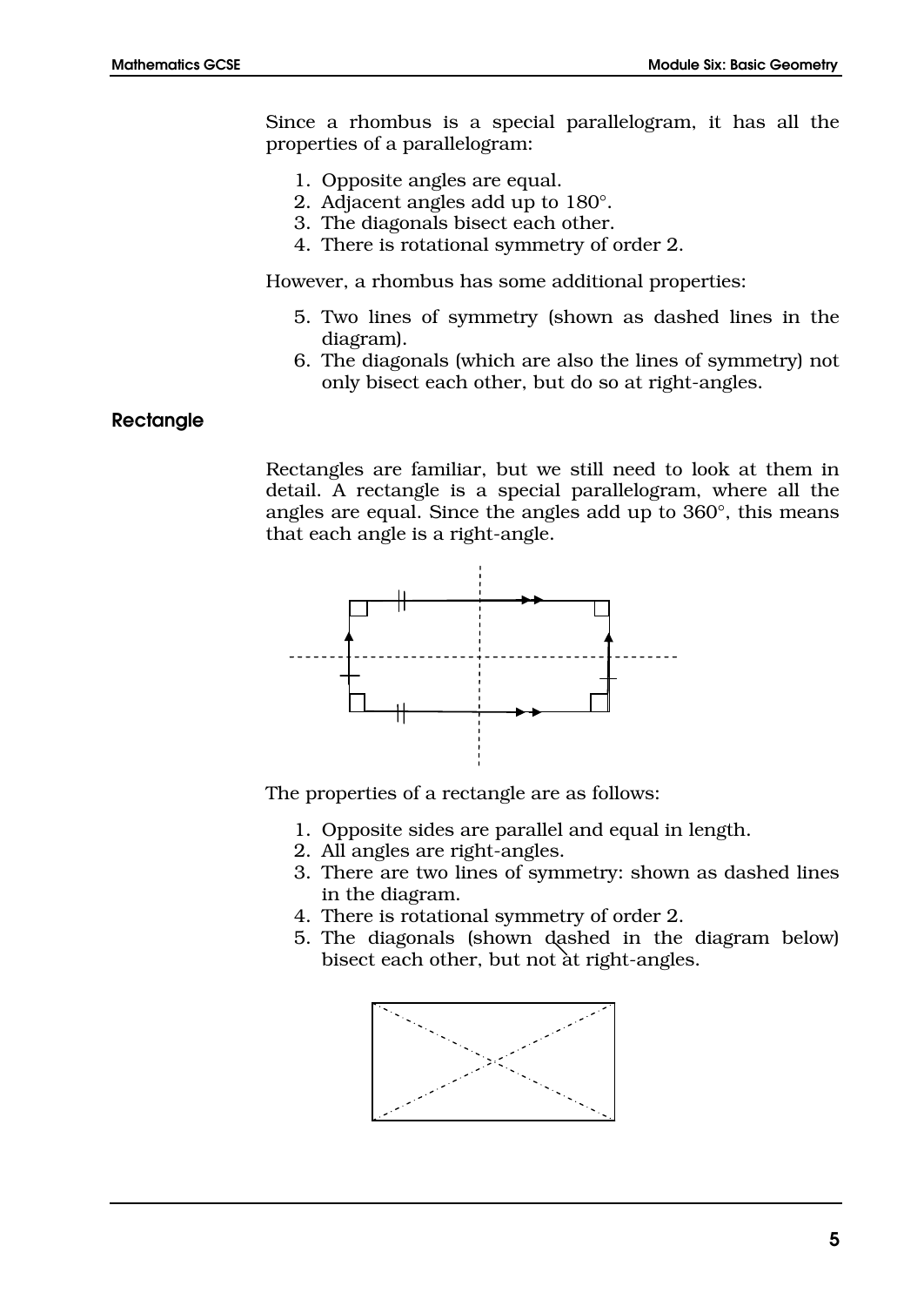Since a rhombus is a special parallelogram, it has all the properties of a parallelogram:

1. Opposite angles are equal.
2. Adjacent angles add up to 180°.
3. The diagonals bisect each other.
4. There is rotational symmetry of order 2.

However, a rhombus has some additional properties:

5. Two lines of symmetry (shown as dashed lines in the diagram).
6. The diagonals (which are also the lines of symmetry) not only bisect each other, but do so at right-angles.

### Rectangle

Rectangles are familiar, but we still need to look at them in detail. A rectangle is a special parallelogram, where all the angles are equal. Since the angles add up to 360°, this means that each angle is a right-angle.

The properties of a rectangle are as follows:

1. Opposite sides are parallel and equal in length.
2. All angles are right-angles.
3. There are two lines of symmetry: shown as dashed lines in the diagram.
4. There is rotational symmetry of order 2.
5. The diagonals (shown dashed in the diagram below) bisect each other, but not at right-angles.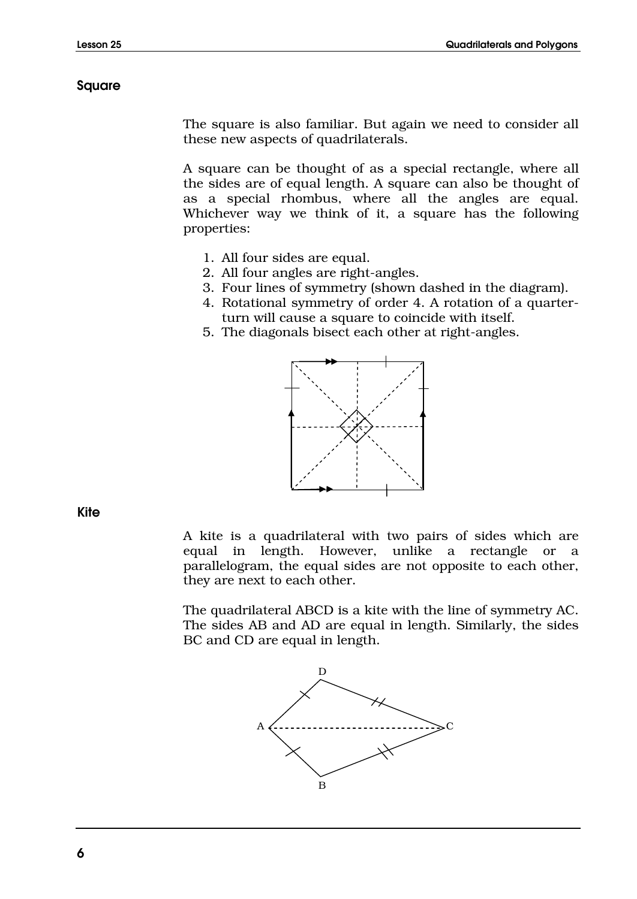## Square

The square is also familiar. But again we need to consider all these new aspects of quadrilaterals.

A square can be thought of as a special rectangle, where all the sides are of equal length. A square can also be thought of as a special rhombus, where all the angles are equal. Whichever way we think of it, a square has the following properties:

1. All four sides are equal.
2. All four angles are right-angles.
3. Four lines of symmetry (shown dashed in the diagram).
4. Rotational symmetry of order 4. A rotation of a quarter-turn will cause a square to coincide with itself.
5. The diagonals bisect each other at right-angles.

## Kite

A kite is a quadrilateral with two pairs of sides which are equal in length. However, unlike a rectangle or a parallelogram, the equal sides are not opposite to each other, they are next to each other.

The quadrilateral ABCD is a kite with the line of symmetry AC. The sides AB and AD are equal in length. Similarly, the sides BC and CD are equal in length.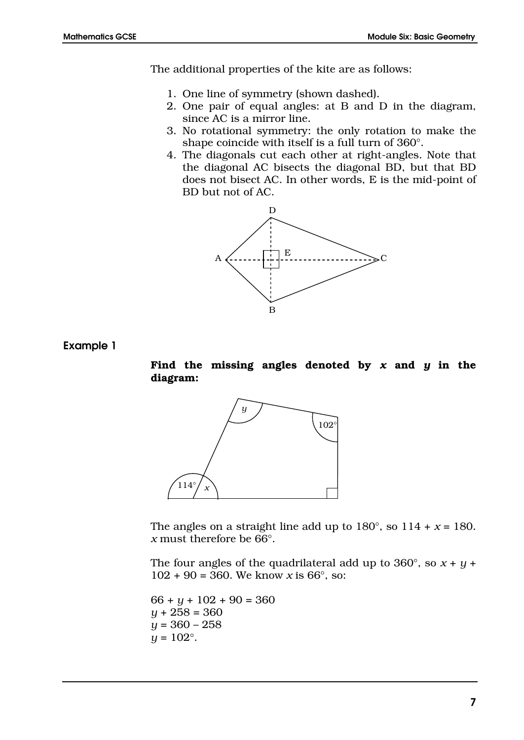The additional properties of the kite are as follows:

1. One line of symmetry (shown dashed).
2. One pair of equal angles: at B and D in the diagram, since AC is a mirror line.
3. No rotational symmetry: the only rotation to make the shape coincide with itself is a full turn of 360°.
4. The diagonals cut each other at right-angles. Note that the diagonal AC bisects the diagonal BD, but that BD does not bisect AC. In other words, E is the mid-point of BD but not of AC.

## Example 1

**Find the missing angles denoted by $x$ and $y$ in the diagram:**

The angles on a straight line add up to 180°, so $114 + x = 180$. $x$ must therefore be 66°.

The four angles of the quadrilateral add up to 360°, so $x + y + 102 + 90 = 360$. We know $x$ is 66°, so:

$66 + y + 102 + 90 = 360$
$y + 258 = 360$
$y = 360 - 258$
$y = 102°$.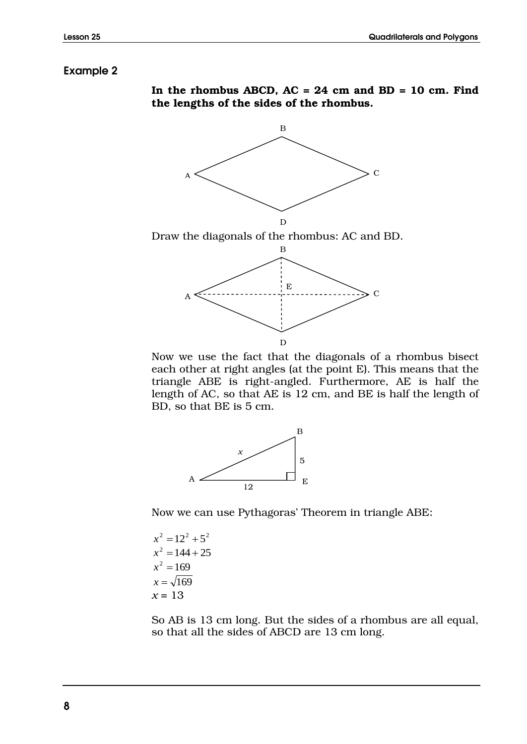## Example 2

**In the rhombus ABCD, AC = 24 cm and BD = 10 cm. Find the lengths of the sides of the rhombus.**

Draw the diagonals of the rhombus: AC and BD.

Now we use the fact that the diagonals of a rhombus bisect each other at right angles (at the point E). This means that the triangle ABE is right-angled. Furthermore, AE is half the length of AC, so that AE is 12 cm, and BE is half the length of BD, so that BE is 5 cm.

Now we can use Pythagoras' Theorem in triangle ABE:

$$x^2 = 12^2 + 5^2$$
$$x^2 = 144 + 25$$
$$x^2 = 169$$
$$x = \sqrt{169}$$
$$x = 13$$

So AB is 13 cm long. But the sides of a rhombus are all equal, so that all the sides of ABCD are 13 cm long.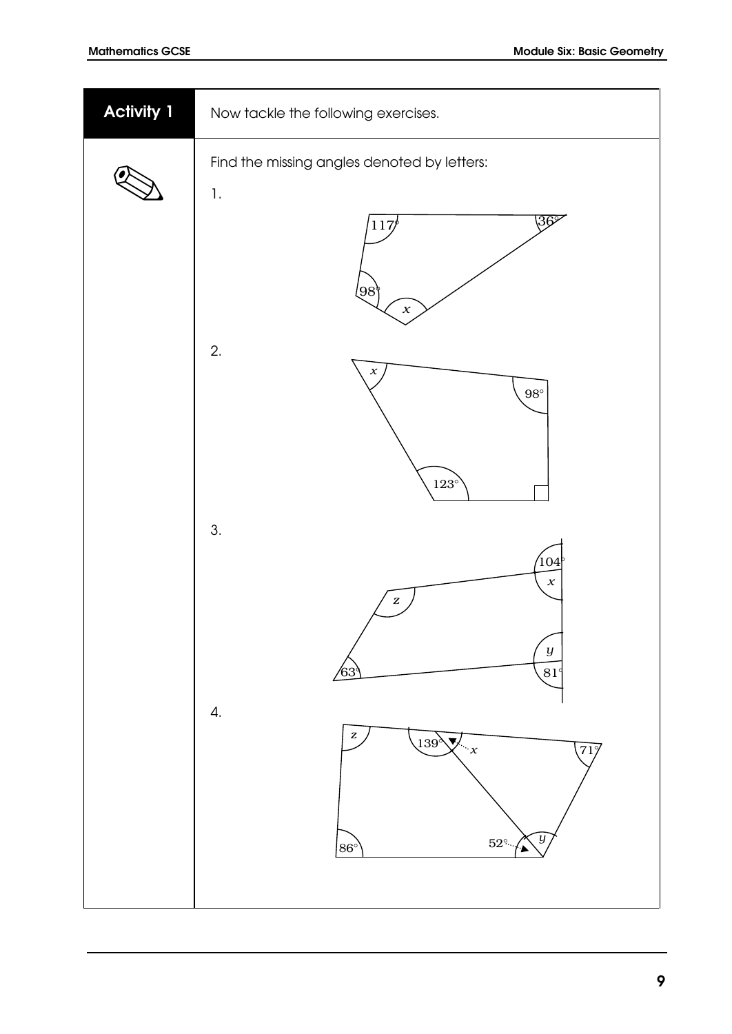## Activity 1

Now tackle the following exercises.

Find the missing angles denoted by letters:

1.

2.

3.

4.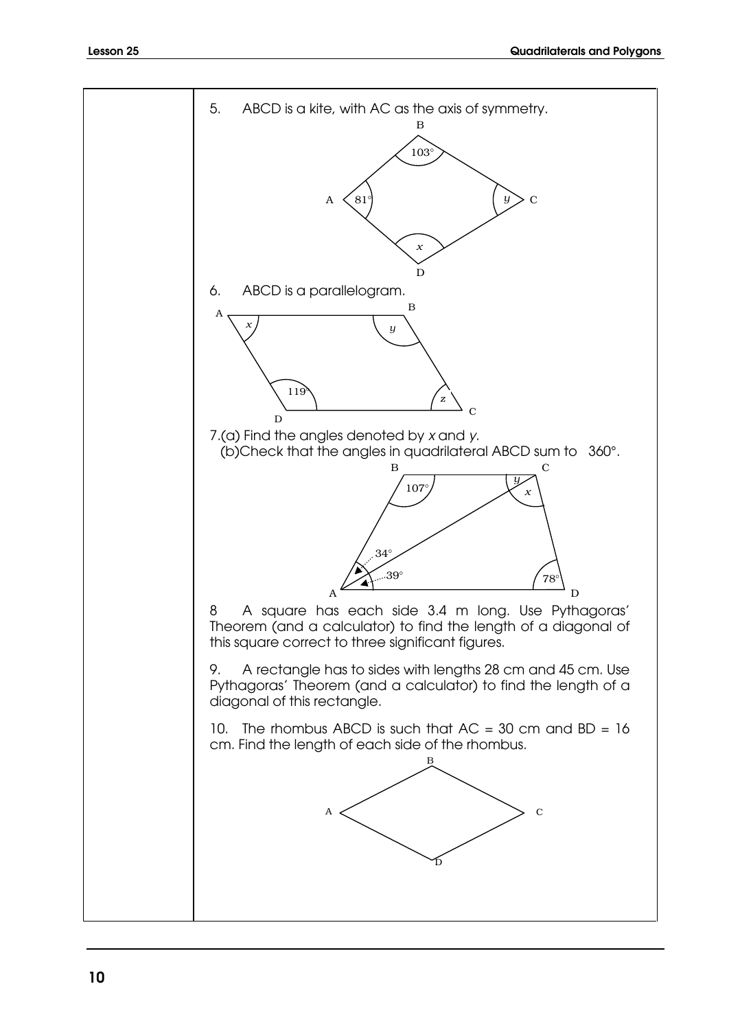5. ABCD is a kite, with AC as the axis of symmetry.

6. ABCD is a parallelogram.

7.(a) Find the angles denoted by $x$ and $y$.
(b) Check that the angles in quadrilateral ABCD sum to $360°$.

8 A square has each side 3.4 m long. Use Pythagoras' Theorem (and a calculator) to find the length of a diagonal of this square correct to three significant figures.

9. A rectangle has to sides with lengths 28 cm and 45 cm. Use Pythagoras' Theorem (and a calculator) to find the length of a diagonal of this rectangle.

10. The rhombus ABCD is such that AC = 30 cm and BD = 16 cm. Find the length of each side of the rhombus.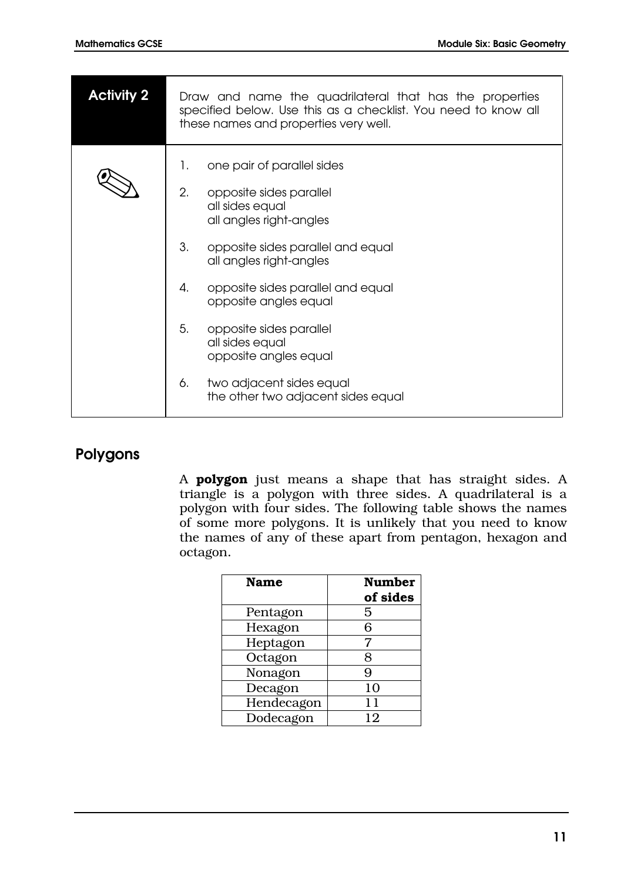## Activity 2

Draw and name the quadrilateral that has the properties specified below. Use this as a checklist. You need to know all these names and properties very well.

1. one pair of parallel sides

2. opposite sides parallel
   all sides equal
   all angles right-angles

3. opposite sides parallel and equal
   all angles right-angles

4. opposite sides parallel and equal
   opposite angles equal

5. opposite sides parallel
   all sides equal
   opposite angles equal

6. two adjacent sides equal
   the other two adjacent sides equal

## Polygons

A **polygon** just means a shape that has straight sides. A triangle is a polygon with three sides. A quadrilateral is a polygon with four sides. The following table shows the names of some more polygons. It is unlikely that you need to know the names of any of these apart from pentagon, hexagon and octagon.

| Name | Number of sides |
|---|---|
| Pentagon | 5 |
| Hexagon | 6 |
| Heptagon | 7 |
| Octagon | 8 |
| Nonagon | 9 |
| Decagon | 10 |
| Hendecagon | 11 |
| Dodecagon | 12 |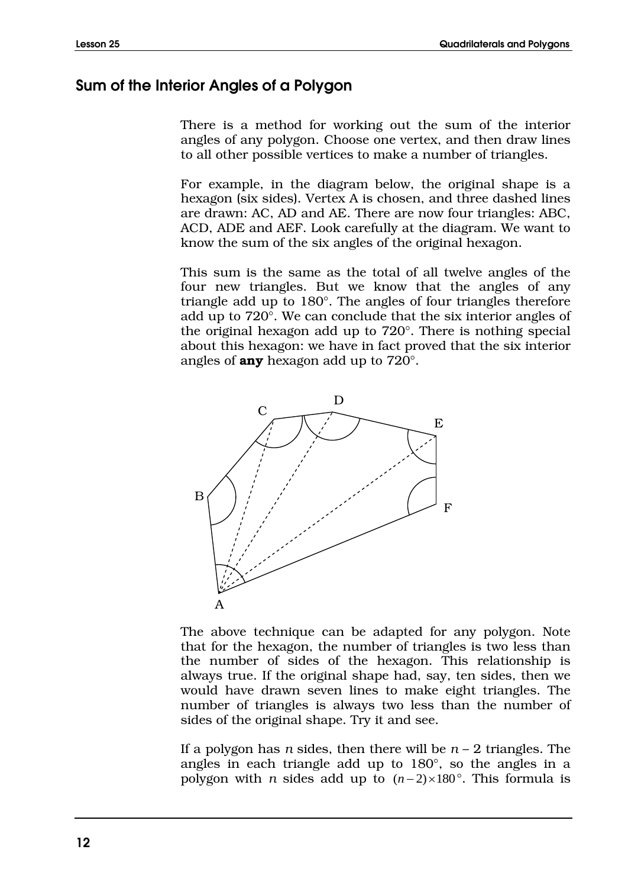## Sum of the Interior Angles of a Polygon

There is a method for working out the sum of the interior angles of any polygon. Choose one vertex, and then draw lines to all other possible vertices to make a number of triangles.

For example, in the diagram below, the original shape is a hexagon (six sides). Vertex A is chosen, and three dashed lines are drawn: AC, AD and AE. There are now four triangles: ABC, ACD, ADE and AEF. Look carefully at the diagram. We want to know the sum of the six angles of the original hexagon.

This sum is the same as the total of all twelve angles of the four new triangles. But we know that the angles of any triangle add up to 180°. The angles of four triangles therefore add up to 720°. We can conclude that the six interior angles of the original hexagon add up to 720°. There is nothing special about this hexagon: we have in fact proved that the six interior angles of **any** hexagon add up to 720°.

The above technique can be adapted for any polygon. Note that for the hexagon, the number of triangles is two less than the number of sides of the hexagon. This relationship is always true. If the original shape had, say, ten sides, then we would have drawn seven lines to make eight triangles. The number of triangles is always two less than the number of sides of the original shape. Try it and see.

If a polygon has $n$ sides, then there will be $n - 2$ triangles. The angles in each triangle add up to 180°, so the angles in a polygon with $n$ sides add up to $(n-2)\times 180°$. This formula is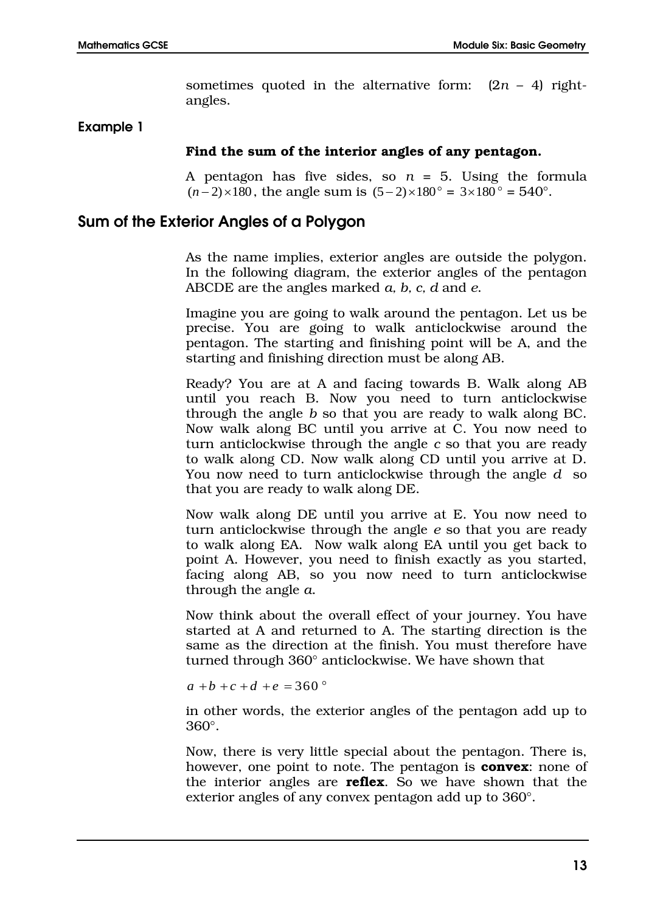sometimes quoted in the alternative form: $(2n - 4)$ right-angles.

### Example 1

**Find the sum of the interior angles of any pentagon.**

A pentagon has five sides, so $n = 5$. Using the formula $(n-2)\times 180$, the angle sum is $(5-2)\times 180° = 3\times 180° = 540°$.

## Sum of the Exterior Angles of a Polygon

As the name implies, exterior angles are outside the polygon. In the following diagram, the exterior angles of the pentagon ABCDE are the angles marked *a, b, c, d* and *e*.

Imagine you are going to walk around the pentagon. Let us be precise. You are going to walk anticlockwise around the pentagon. The starting and finishing point will be A, and the starting and finishing direction must be along AB.

Ready? You are at A and facing towards B. Walk along AB until you reach B. Now you need to turn anticlockwise through the angle $b$ so that you are ready to walk along BC. Now walk along BC until you arrive at C. You now need to turn anticlockwise through the angle $c$ so that you are ready to walk along CD. Now walk along CD until you arrive at D. You now need to turn anticlockwise through the angle $d$ so that you are ready to walk along DE.

Now walk along DE until you arrive at E. You now need to turn anticlockwise through the angle $e$ so that you are ready to walk along EA. Now walk along EA until you get back to point A. However, you need to finish exactly as you started, facing along AB, so you now need to turn anticlockwise through the angle $a$.

Now think about the overall effect of your journey. You have started at A and returned to A. The starting direction is the same as the direction at the finish. You must therefore have turned through 360° anticlockwise. We have shown that

$$a + b + c + d + e = 360°$$

in other words, the exterior angles of the pentagon add up to 360°.

Now, there is very little special about the pentagon. There is, however, one point to note. The pentagon is **convex**: none of the interior angles are **reflex**. So we have shown that the exterior angles of any convex pentagon add up to 360°.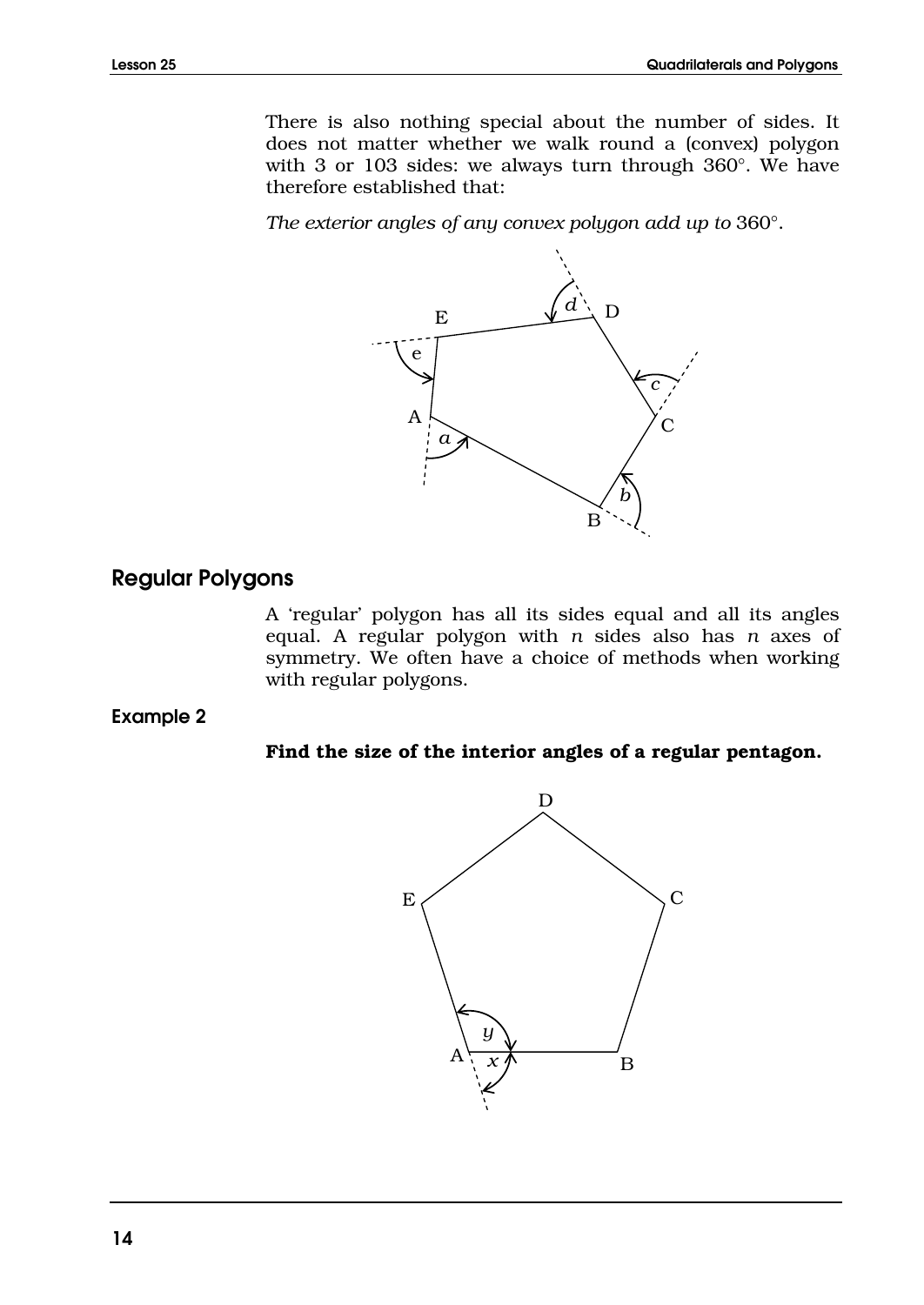There is also nothing special about the number of sides. It does not matter whether we walk round a (convex) polygon with 3 or 103 sides: we always turn through 360°. We have therefore established that:

*The exterior angles of any convex polygon add up to* 360°.

## Regular Polygons

A 'regular' polygon has all its sides equal and all its angles equal. A regular polygon with $n$ sides also has $n$ axes of symmetry. We often have a choice of methods when working with regular polygons.

### Example 2

**Find the size of the interior angles of a regular pentagon.**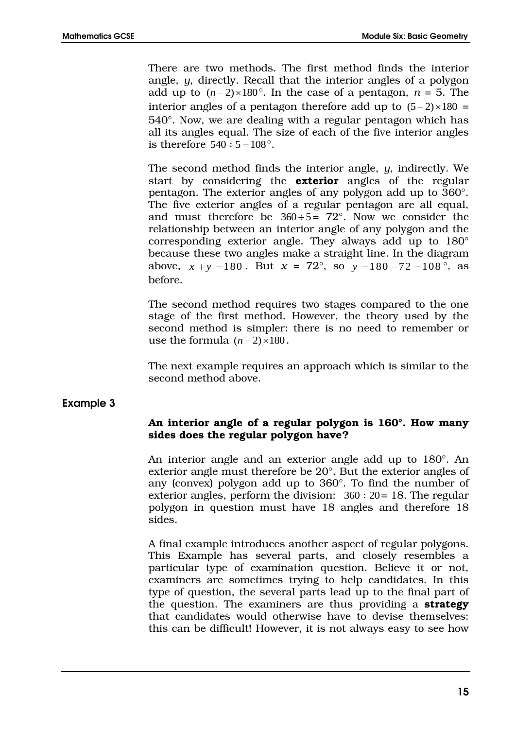There are two methods. The first method finds the interior angle, $y$, directly. Recall that the interior angles of a polygon add up to $(n-2)\times 180°$. In the case of a pentagon, $n$ = 5. The interior angles of a pentagon therefore add up to $(5-2)\times 180$ = 540°. Now, we are dealing with a regular pentagon which has all its angles equal. The size of each of the five interior angles is therefore $540 \div 5 = 108°$.

The second method finds the interior angle, $y$, indirectly. We start by considering the **exterior** angles of the regular pentagon. The exterior angles of any polygon add up to 360°. The five exterior angles of a regular pentagon are all equal, and must therefore be $360 \div 5 =$ 72°. Now we consider the relationship between an interior angle of any polygon and the corresponding exterior angle. They always add up to 180° because these two angles make a straight line. In the diagram above, $x + y = 180$. But $x$ = 72°, so $y = 180 - 72 = 108°$, as before.

The second method requires two stages compared to the one stage of the first method. However, the theory used by the second method is simpler: there is no need to remember or use the formula $(n-2)\times 180$.

The next example requires an approach which is similar to the second method above.

### Example 3

**An interior angle of a regular polygon is 160°. How many sides does the regular polygon have?**

An interior angle and an exterior angle add up to 180°. An exterior angle must therefore be 20°. But the exterior angles of any (convex) polygon add up to 360°. To find the number of exterior angles, perform the division: $360 \div 20 =$ 18. The regular polygon in question must have 18 angles and therefore 18 sides.

A final example introduces another aspect of regular polygons. This Example has several parts, and closely resembles a particular type of examination question. Believe it or not, examiners are sometimes trying to help candidates. In this type of question, the several parts lead up to the final part of the question. The examiners are thus providing a **strategy** that candidates would otherwise have to devise themselves: this can be difficult! However, it is not always easy to see how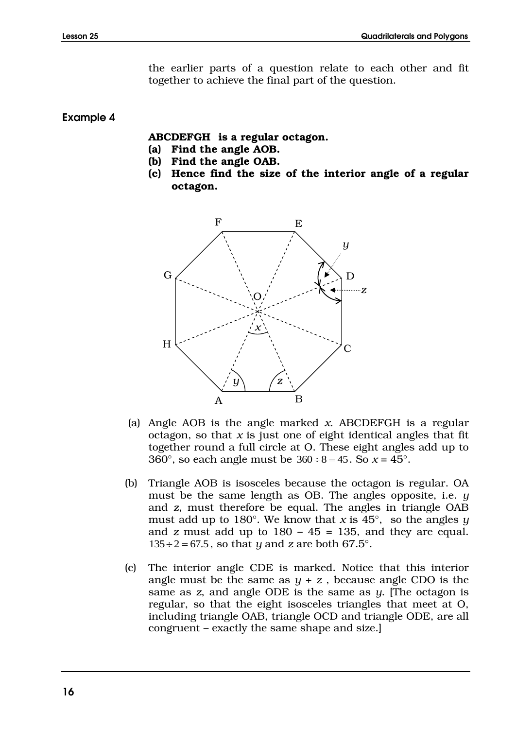the earlier parts of a question relate to each other and fit together to achieve the final part of the question.

### Example 4

**ABCDEFGH is a regular octagon.**

**(a) Find the angle AOB.**

**(b) Find the angle OAB.**

**(c) Hence find the size of the interior angle of a regular octagon.**

(a) Angle AOB is the angle marked $x$. ABCDEFGH is a regular octagon, so that $x$ is just one of eight identical angles that fit together round a full circle at O. These eight angles add up to 360°, so each angle must be $360 \div 8 = 45$. So $x = 45°$.

(b) Triangle AOB is isosceles because the octagon is regular. OA must be the same length as OB. The angles opposite, i.e. $y$ and $z$, must therefore be equal. The angles in triangle OAB must add up to 180°. We know that $x$ is 45°, so the angles $y$ and $z$ must add up to 180 – 45 = 135, and they are equal. $135 \div 2 = 67.5$, so that $y$ and $z$ are both 67.5°.

(c) The interior angle CDE is marked. Notice that this interior angle must be the same as $y + z$, because angle CDO is the same as $z$, and angle ODE is the same as $y$. [The octagon is regular, so that the eight isosceles triangles that meet at O, including triangle OAB, triangle OCD and triangle ODE, are all congruent – exactly the same shape and size.]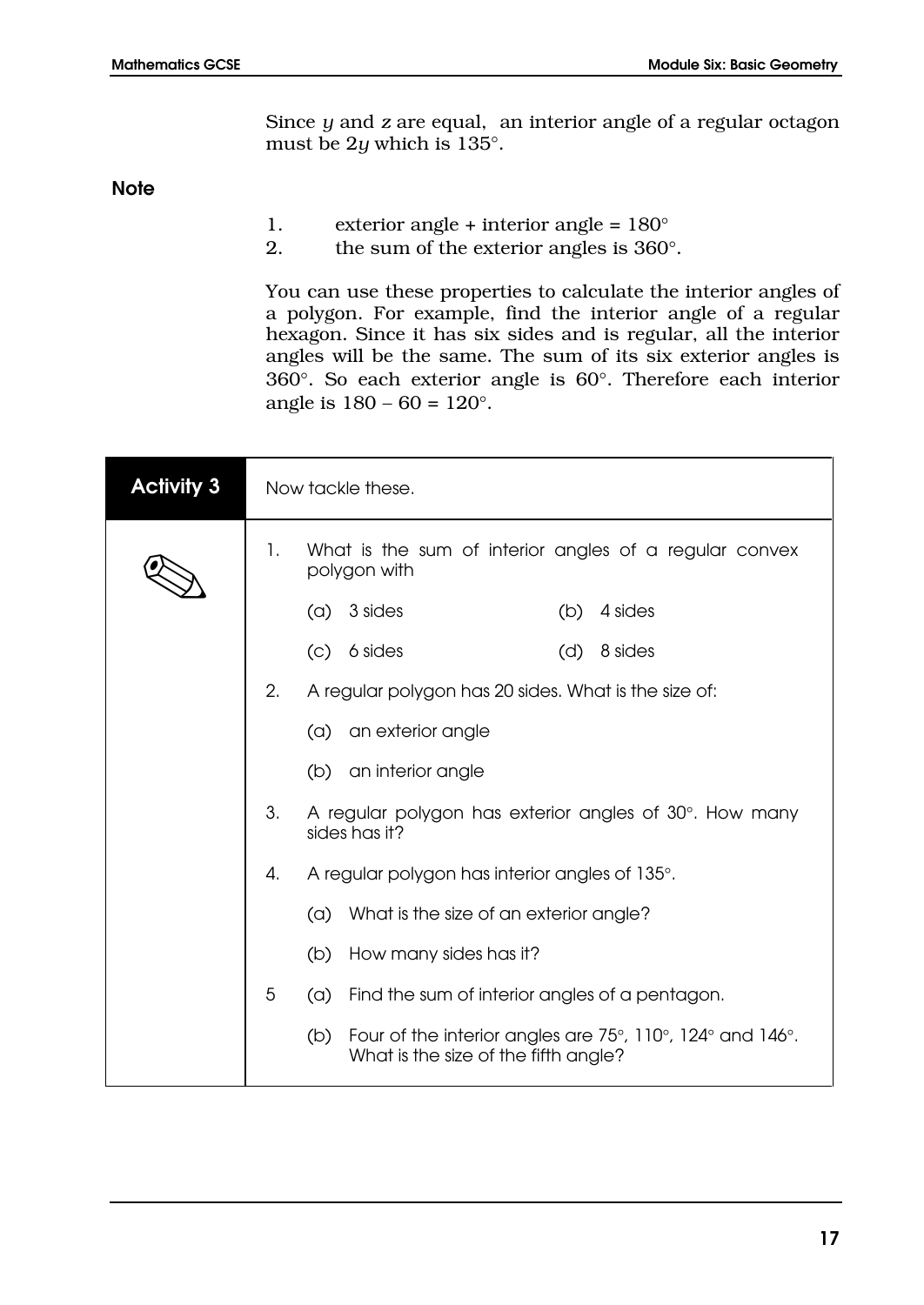Since $y$ and $z$ are equal, an interior angle of a regular octagon must be $2y$ which is $135°$.

**Note**

1. exterior angle + interior angle = $180°$
2. the sum of the exterior angles is $360°$.

You can use these properties to calculate the interior angles of a polygon. For example, find the interior angle of a regular hexagon. Since it has six sides and is regular, all the interior angles will be the same. The sum of its six exterior angles is $360°$. So each exterior angle is $60°$. Therefore each interior angle is $180 - 60 = 120°$.

## Activity 3

Now tackle these.

1. What is the sum of interior angles of a regular convex polygon with

   (a) 3 sides (b) 4 sides

   (c) 6 sides (d) 8 sides

2. A regular polygon has 20 sides. What is the size of:

   (a) an exterior angle

   (b) an interior angle

3. A regular polygon has exterior angles of $30°$. How many sides has it?

4. A regular polygon has interior angles of $135°$.

   (a) What is the size of an exterior angle?

   (b) How many sides has it?

5. (a) Find the sum of interior angles of a pentagon.

   (b) Four of the interior angles are $75°$, $110°$, $124°$ and $146°$. What is the size of the fifth angle?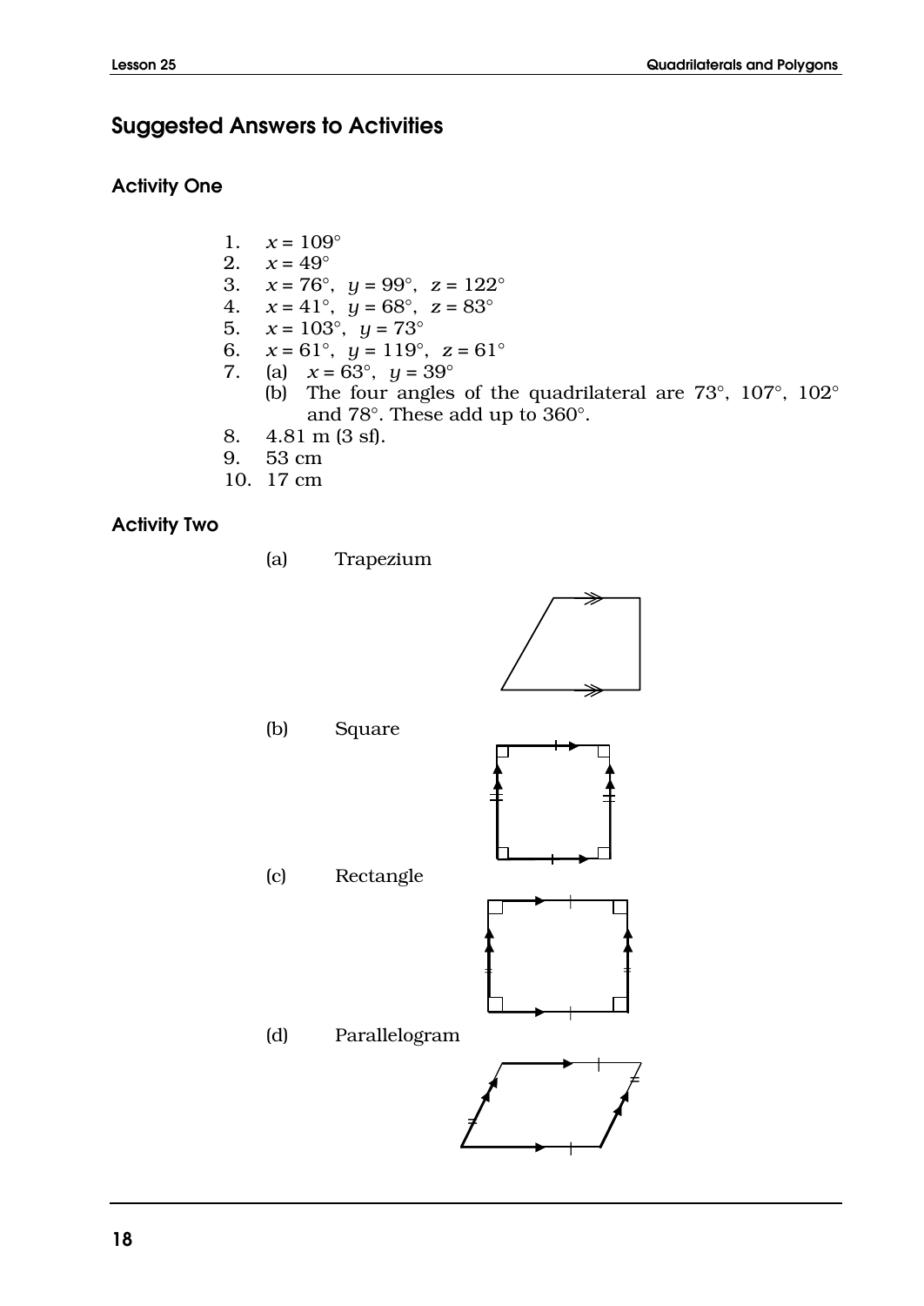## Suggested Answers to Activities

### Activity One

1. $x = 109°$
2. $x = 49°$
3. $x = 76°$, $y = 99°$, $z = 122°$
4. $x = 41°$, $y = 68°$, $z = 83°$
5. $x = 103°$, $y = 73°$
6. $x = 61°$, $y = 119°$, $z = 61°$
7. (a) $x = 63°$, $y = 39°$
   (b) The four angles of the quadrilateral are 73°, 107°, 102° and 78°. These add up to 360°.
8. 4.81 m (3 sf).
9. 53 cm
10. 17 cm

### Activity Two

(a) Trapezium

(b) Square

(c) Rectangle

(d) Parallelogram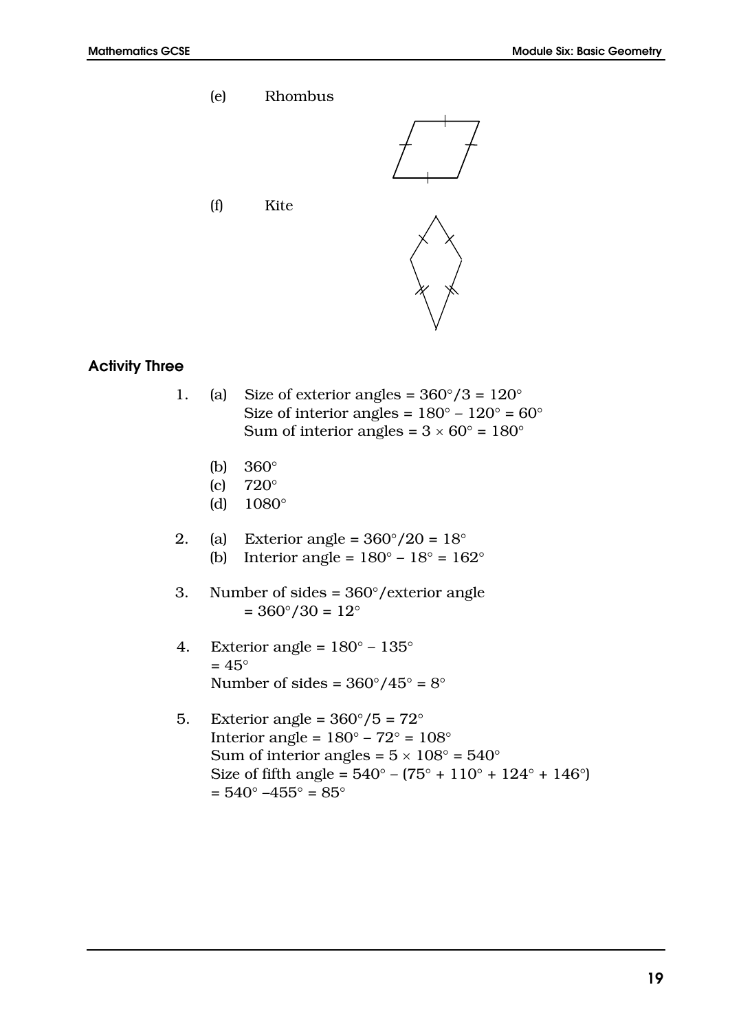(e) Rhombus

(f) Kite

## Activity Three

1. (a) Size of exterior angles = $360°/3 = 120°$
   Size of interior angles = $180° - 120° = 60°$
   Sum of interior angles = $3 \times 60° = 180°$

   (b) $360°$
   (c) $720°$
   (d) $1080°$

2. (a) Exterior angle = $360°/20 = 18°$
   (b) Interior angle = $180° - 18° = 162°$

3. Number of sides = $360°$/exterior angle
   $= 360°/30 = 12°$

4. Exterior angle = $180° - 135°$
   $= 45°$
   Number of sides = $360°/45° = 8°$

5. Exterior angle = $360°/5 = 72°$
   Interior angle = $180° - 72° = 108°$
   Sum of interior angles = $5 \times 108° = 540°$
   Size of fifth angle = $540° - (75° + 110° + 124° + 146°)$
   $= 540° - 455° = 85°$